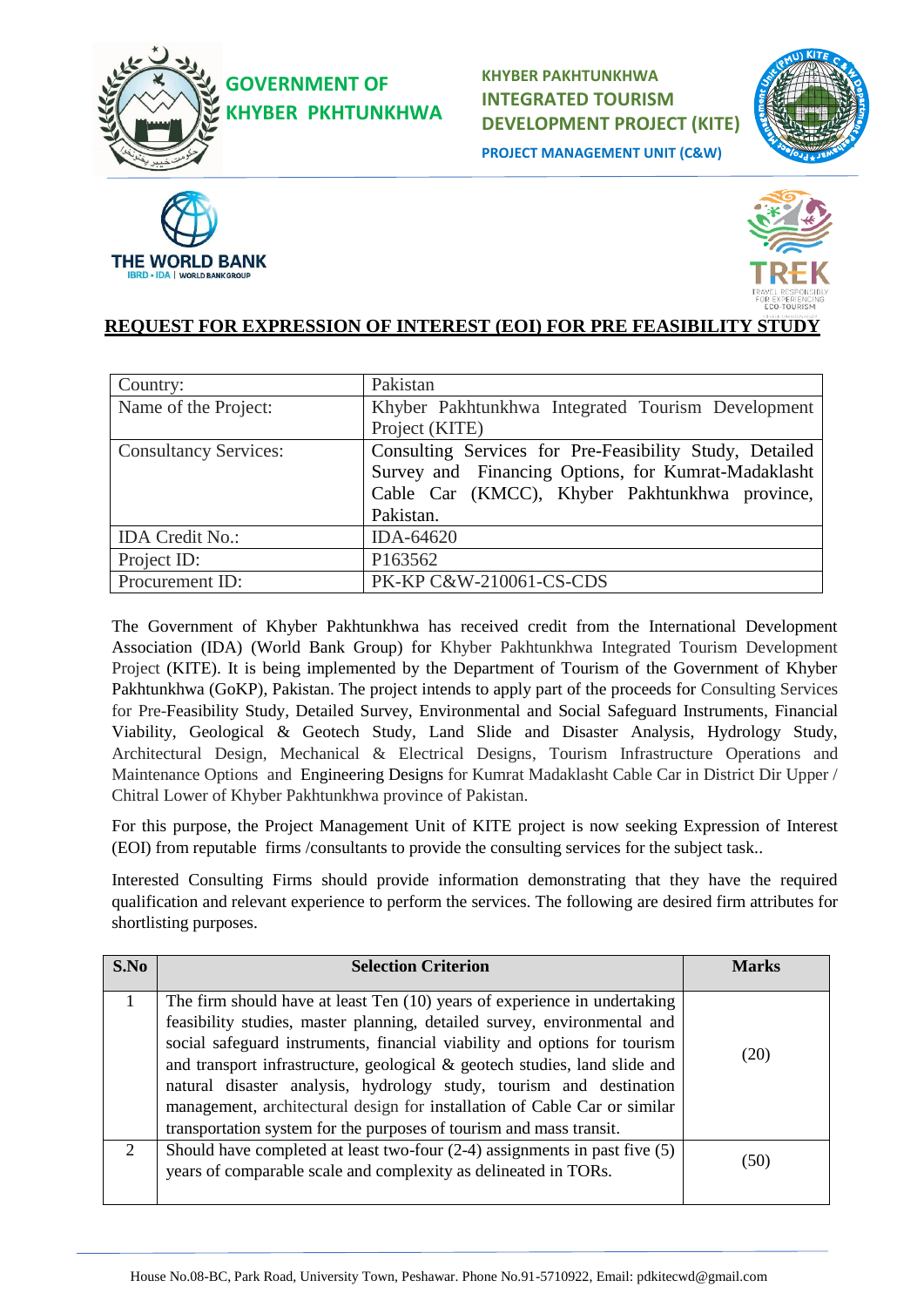GOVERNMENT OF KHYBER PKHTUNKHWA

KHYBER PAKHTUNKHWA INTEGRATED TOURISM DEVELOPMENT PROJECT (KITE)

PROJECT MANAGEMENT UNIT (C&W)

THE WORLD BANK
IBRD • IDA | WORLD BANK GROUP

TREK
TRAVEL RESPONSIBLY FOR EXPERIENCING ECO-TOURISM

# REQUEST FOR EXPRESSION OF INTEREST (EOI) FOR PRE FEASIBILITY STUDY

| Country: | Pakistan |
|---|---|
| Name of the Project: | Khyber Pakhtunkhwa Integrated Tourism Development Project (KITE) |
| Consultancy Services: | Consulting Services for Pre-Feasibility Study, Detailed Survey and Financing Options, for Kumrat-Madaklasht Cable Car (KMCC), Khyber Pakhtunkhwa province, Pakistan. |
| IDA Credit No.: | IDA-64620 |
| Project ID: | P163562 |
| Procurement ID: | PK-KP C&W-210061-CS-CDS |

The Government of Khyber Pakhtunkhwa has received credit from the International Development Association (IDA) (World Bank Group) for Khyber Pakhtunkhwa Integrated Tourism Development Project (KITE). It is being implemented by the Department of Tourism of the Government of Khyber Pakhtunkhwa (GoKP), Pakistan. The project intends to apply part of the proceeds for Consulting Services for Pre-Feasibility Study, Detailed Survey, Environmental and Social Safeguard Instruments, Financial Viability, Geological & Geotech Study, Land Slide and Disaster Analysis, Hydrology Study, Architectural Design, Mechanical & Electrical Designs, Tourism Infrastructure Operations and Maintenance Options and Engineering Designs for Kumrat Madaklasht Cable Car in District Dir Upper / Chitral Lower of Khyber Pakhtunkhwa province of Pakistan.

For this purpose, the Project Management Unit of KITE project is now seeking Expression of Interest (EOI) from reputable firms /consultants to provide the consulting services for the subject task..

Interested Consulting Firms should provide information demonstrating that they have the required qualification and relevant experience to perform the services. The following are desired firm attributes for shortlisting purposes.

| S.No | Selection Criterion | Marks |
|---|---|---|
| 1 | The firm should have at least Ten (10) years of experience in undertaking feasibility studies, master planning, detailed survey, environmental and social safeguard instruments, financial viability and options for tourism and transport infrastructure, geological & geotech studies, land slide and natural disaster analysis, hydrology study, tourism and destination management, architectural design for installation of Cable Car or similar transportation system for the purposes of tourism and mass transit. | (20) |
| 2 | Should have completed at least two-four (2-4) assignments in past five (5) years of comparable scale and complexity as delineated in TORs. | (50) |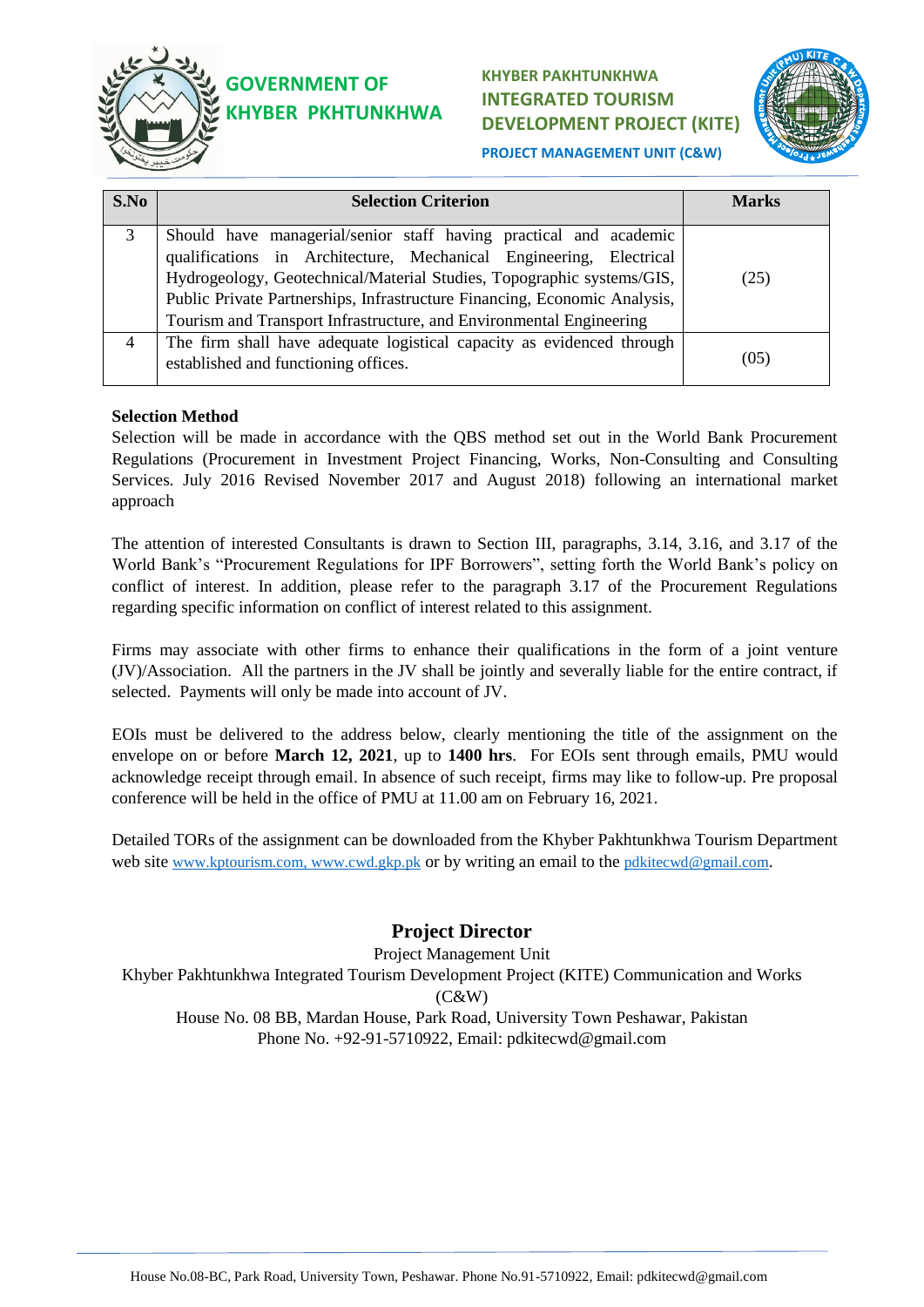| S.No | Selection Criterion | Marks |
|---|---|---|
| 3 | Should have managerial/senior staff having practical and academic qualifications in Architecture, Mechanical Engineering, Electrical Hydrogeology, Geotechnical/Material Studies, Topographic systems/GIS, Public Private Partnerships, Infrastructure Financing, Economic Analysis, Tourism and Transport Infrastructure, and Environmental Engineering | (25) |
| 4 | The firm shall have adequate logistical capacity as evidenced through established and functioning offices. | (05) |

**Selection Method**

Selection will be made in accordance with the QBS method set out in the World Bank Procurement Regulations (Procurement in Investment Project Financing, Works, Non-Consulting and Consulting Services. July 2016 Revised November 2017 and August 2018) following an international market approach

The attention of interested Consultants is drawn to Section III, paragraphs, 3.14, 3.16, and 3.17 of the World Bank's "Procurement Regulations for IPF Borrowers", setting forth the World Bank's policy on conflict of interest. In addition, please refer to the paragraph 3.17 of the Procurement Regulations regarding specific information on conflict of interest related to this assignment.

Firms may associate with other firms to enhance their qualifications in the form of a joint venture (JV)/Association. All the partners in the JV shall be jointly and severally liable for the entire contract, if selected. Payments will only be made into account of JV.

EOIs must be delivered to the address below, clearly mentioning the title of the assignment on the envelope on or before **March 12, 2021**, up to **1400 hrs**. For EOIs sent through emails, PMU would acknowledge receipt through email. In absence of such receipt, firms may like to follow-up. Pre proposal conference will be held in the office of PMU at 11.00 am on February 16, 2021.

Detailed TORs of the assignment can be downloaded from the Khyber Pakhtunkhwa Tourism Department web site www.kptourism.com, www.cwd.gkp.pk or by writing an email to the pdkitecwd@gmail.com.

## Project Director

Project Management Unit
Khyber Pakhtunkhwa Integrated Tourism Development Project (KITE) Communication and Works (C&W)
House No. 08 BB, Mardan House, Park Road, University Town Peshawar, Pakistan
Phone No. +92-91-5710922, Email: pdkitecwd@gmail.com